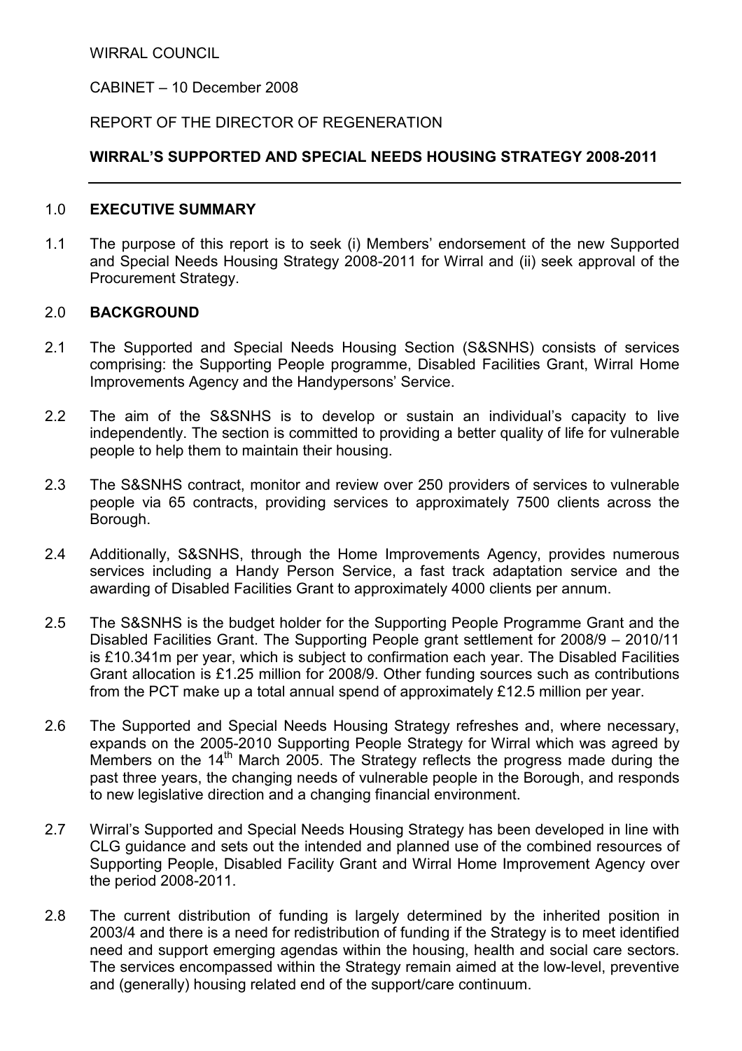WIRRAL COUNCIL

CABINET – 10 December 2008

REPORT OF THE DIRECTOR OF REGENERATION

**WIRRAL'S SUPPORTED AND SPECIAL NEEDS HOUSING STRATEGY 2008-2011**

## 1.0 EXECUTIVE SUMMARY

1.1 The purpose of this report is to seek (i) Members' endorsement of the new Supported and Special Needs Housing Strategy 2008-2011 for Wirral and (ii) seek approval of the Procurement Strategy.

## 2.0 BACKGROUND

2.1 The Supported and Special Needs Housing Section (S&SNHS) consists of services comprising: the Supporting People programme, Disabled Facilities Grant, Wirral Home Improvements Agency and the Handypersons' Service.

2.2 The aim of the S&SNHS is to develop or sustain an individual's capacity to live independently. The section is committed to providing a better quality of life for vulnerable people to help them to maintain their housing.

2.3 The S&SNHS contract, monitor and review over 250 providers of services to vulnerable people via 65 contracts, providing services to approximately 7500 clients across the Borough.

2.4 Additionally, S&SNHS, through the Home Improvements Agency, provides numerous services including a Handy Person Service, a fast track adaptation service and the awarding of Disabled Facilities Grant to approximately 4000 clients per annum.

2.5 The S&SNHS is the budget holder for the Supporting People Programme Grant and the Disabled Facilities Grant. The Supporting People grant settlement for 2008/9 – 2010/11 is £10.341m per year, which is subject to confirmation each year. The Disabled Facilities Grant allocation is £1.25 million for 2008/9. Other funding sources such as contributions from the PCT make up a total annual spend of approximately £12.5 million per year.

2.6 The Supported and Special Needs Housing Strategy refreshes and, where necessary, expands on the 2005-2010 Supporting People Strategy for Wirral which was agreed by Members on the 14th March 2005. The Strategy reflects the progress made during the past three years, the changing needs of vulnerable people in the Borough, and responds to new legislative direction and a changing financial environment.

2.7 Wirral's Supported and Special Needs Housing Strategy has been developed in line with CLG guidance and sets out the intended and planned use of the combined resources of Supporting People, Disabled Facility Grant and Wirral Home Improvement Agency over the period 2008-2011.

2.8 The current distribution of funding is largely determined by the inherited position in 2003/4 and there is a need for redistribution of funding if the Strategy is to meet identified need and support emerging agendas within the housing, health and social care sectors. The services encompassed within the Strategy remain aimed at the low-level, preventive and (generally) housing related end of the support/care continuum.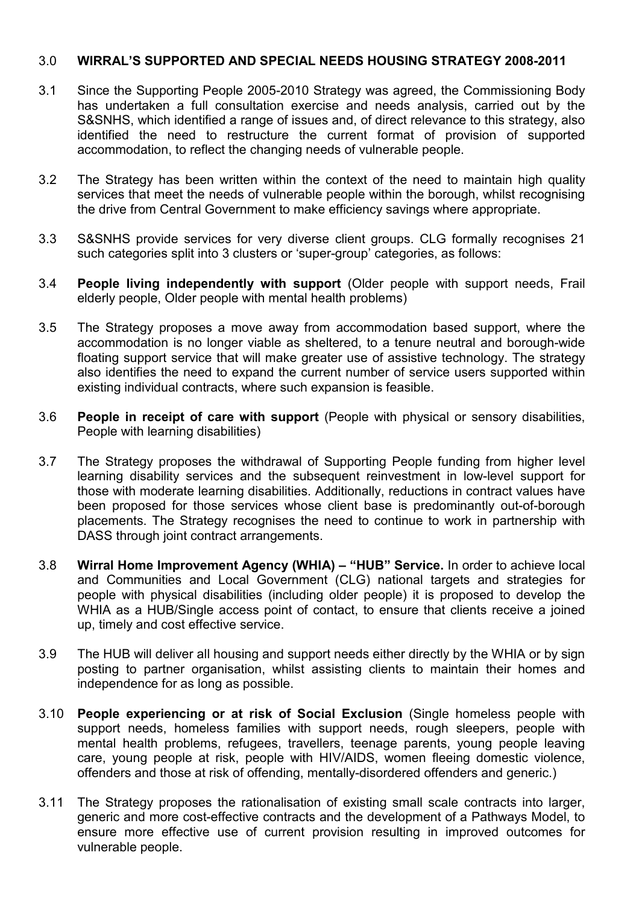## 3.0 **WIRRAL'S SUPPORTED AND SPECIAL NEEDS HOUSING STRATEGY 2008-2011**

3.1 Since the Supporting People 2005-2010 Strategy was agreed, the Commissioning Body has undertaken a full consultation exercise and needs analysis, carried out by the S&SNHS, which identified a range of issues and, of direct relevance to this strategy, also identified the need to restructure the current format of provision of supported accommodation, to reflect the changing needs of vulnerable people.

3.2 The Strategy has been written within the context of the need to maintain high quality services that meet the needs of vulnerable people within the borough, whilst recognising the drive from Central Government to make efficiency savings where appropriate.

3.3 S&SNHS provide services for very diverse client groups. CLG formally recognises 21 such categories split into 3 clusters or 'super-group' categories, as follows:

3.4 **People living independently with support** (Older people with support needs, Frail elderly people, Older people with mental health problems)

3.5 The Strategy proposes a move away from accommodation based support, where the accommodation is no longer viable as sheltered, to a tenure neutral and borough-wide floating support service that will make greater use of assistive technology. The strategy also identifies the need to expand the current number of service users supported within existing individual contracts, where such expansion is feasible.

3.6 **People in receipt of care with support** (People with physical or sensory disabilities, People with learning disabilities)

3.7 The Strategy proposes the withdrawal of Supporting People funding from higher level learning disability services and the subsequent reinvestment in low-level support for those with moderate learning disabilities. Additionally, reductions in contract values have been proposed for those services whose client base is predominantly out-of-borough placements. The Strategy recognises the need to continue to work in partnership with DASS through joint contract arrangements.

3.8 **Wirral Home Improvement Agency (WHIA) – "HUB" Service.** In order to achieve local and Communities and Local Government (CLG) national targets and strategies for people with physical disabilities (including older people) it is proposed to develop the WHIA as a HUB/Single access point of contact, to ensure that clients receive a joined up, timely and cost effective service.

3.9 The HUB will deliver all housing and support needs either directly by the WHIA or by sign posting to partner organisation, whilst assisting clients to maintain their homes and independence for as long as possible.

3.10 **People experiencing or at risk of Social Exclusion** (Single homeless people with support needs, homeless families with support needs, rough sleepers, people with mental health problems, refugees, travellers, teenage parents, young people leaving care, young people at risk, people with HIV/AIDS, women fleeing domestic violence, offenders and those at risk of offending, mentally-disordered offenders and generic.)

3.11 The Strategy proposes the rationalisation of existing small scale contracts into larger, generic and more cost-effective contracts and the development of a Pathways Model, to ensure more effective use of current provision resulting in improved outcomes for vulnerable people.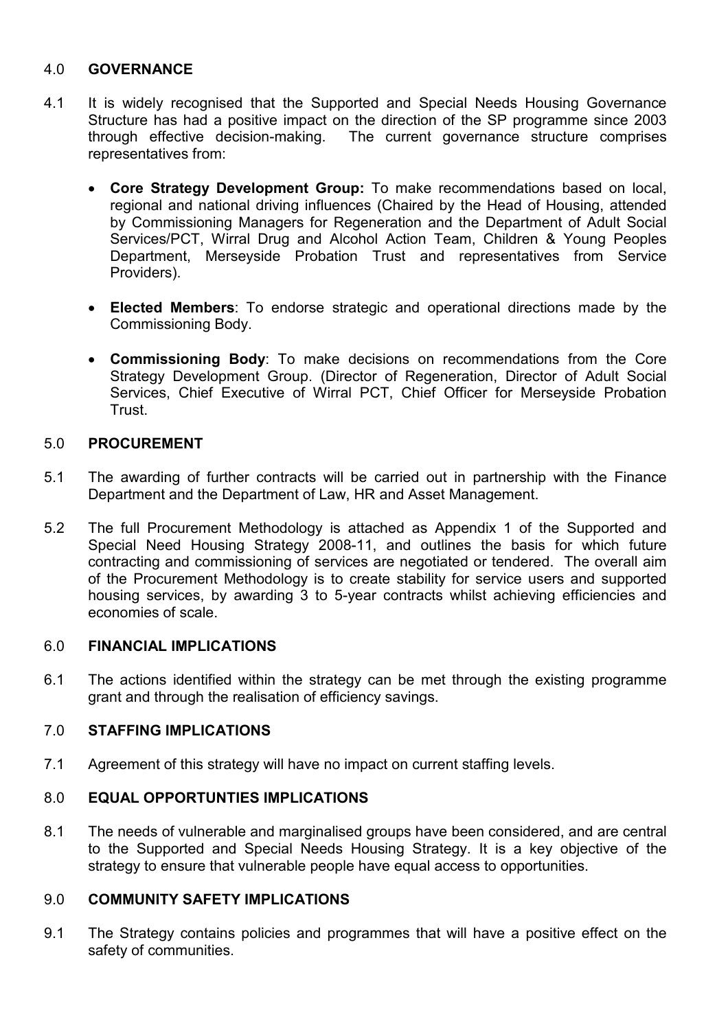## 4.0 GOVERNANCE

4.1 It is widely recognised that the Supported and Special Needs Housing Governance Structure has had a positive impact on the direction of the SP programme since 2003 through effective decision-making. The current governance structure comprises representatives from:

- **Core Strategy Development Group:** To make recommendations based on local, regional and national driving influences (Chaired by the Head of Housing, attended by Commissioning Managers for Regeneration and the Department of Adult Social Services/PCT, Wirral Drug and Alcohol Action Team, Children & Young Peoples Department, Merseyside Probation Trust and representatives from Service Providers).

- **Elected Members**: To endorse strategic and operational directions made by the Commissioning Body.

- **Commissioning Body**: To make decisions on recommendations from the Core Strategy Development Group. (Director of Regeneration, Director of Adult Social Services, Chief Executive of Wirral PCT, Chief Officer for Merseyside Probation Trust.

## 5.0 PROCUREMENT

5.1 The awarding of further contracts will be carried out in partnership with the Finance Department and the Department of Law, HR and Asset Management.

5.2 The full Procurement Methodology is attached as Appendix 1 of the Supported and Special Need Housing Strategy 2008-11, and outlines the basis for which future contracting and commissioning of services are negotiated or tendered. The overall aim of the Procurement Methodology is to create stability for service users and supported housing services, by awarding 3 to 5-year contracts whilst achieving efficiencies and economies of scale.

## 6.0 FINANCIAL IMPLICATIONS

6.1 The actions identified within the strategy can be met through the existing programme grant and through the realisation of efficiency savings.

## 7.0 STAFFING IMPLICATIONS

7.1 Agreement of this strategy will have no impact on current staffing levels.

## 8.0 EQUAL OPPORTUNTIES IMPLICATIONS

8.1 The needs of vulnerable and marginalised groups have been considered, and are central to the Supported and Special Needs Housing Strategy. It is a key objective of the strategy to ensure that vulnerable people have equal access to opportunities.

## 9.0 COMMUNITY SAFETY IMPLICATIONS

9.1 The Strategy contains policies and programmes that will have a positive effect on the safety of communities.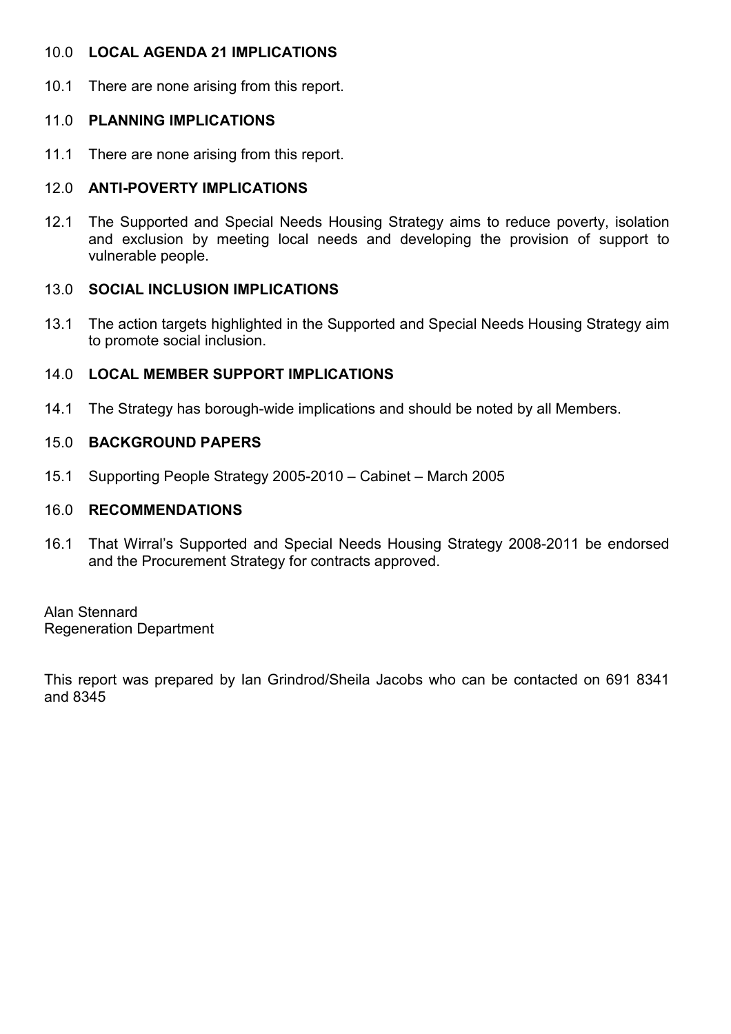## 10.0 LOCAL AGENDA 21 IMPLICATIONS

10.1 There are none arising from this report.

## 11.0 PLANNING IMPLICATIONS

11.1 There are none arising from this report.

## 12.0 ANTI-POVERTY IMPLICATIONS

12.1 The Supported and Special Needs Housing Strategy aims to reduce poverty, isolation and exclusion by meeting local needs and developing the provision of support to vulnerable people.

## 13.0 SOCIAL INCLUSION IMPLICATIONS

13.1 The action targets highlighted in the Supported and Special Needs Housing Strategy aim to promote social inclusion.

## 14.0 LOCAL MEMBER SUPPORT IMPLICATIONS

14.1 The Strategy has borough-wide implications and should be noted by all Members.

## 15.0 BACKGROUND PAPERS

15.1 Supporting People Strategy 2005-2010 – Cabinet – March 2005

## 16.0 RECOMMENDATIONS

16.1 That Wirral's Supported and Special Needs Housing Strategy 2008-2011 be endorsed and the Procurement Strategy for contracts approved.

Alan Stennard
Regeneration Department

This report was prepared by Ian Grindrod/Sheila Jacobs who can be contacted on 691 8341 and 8345